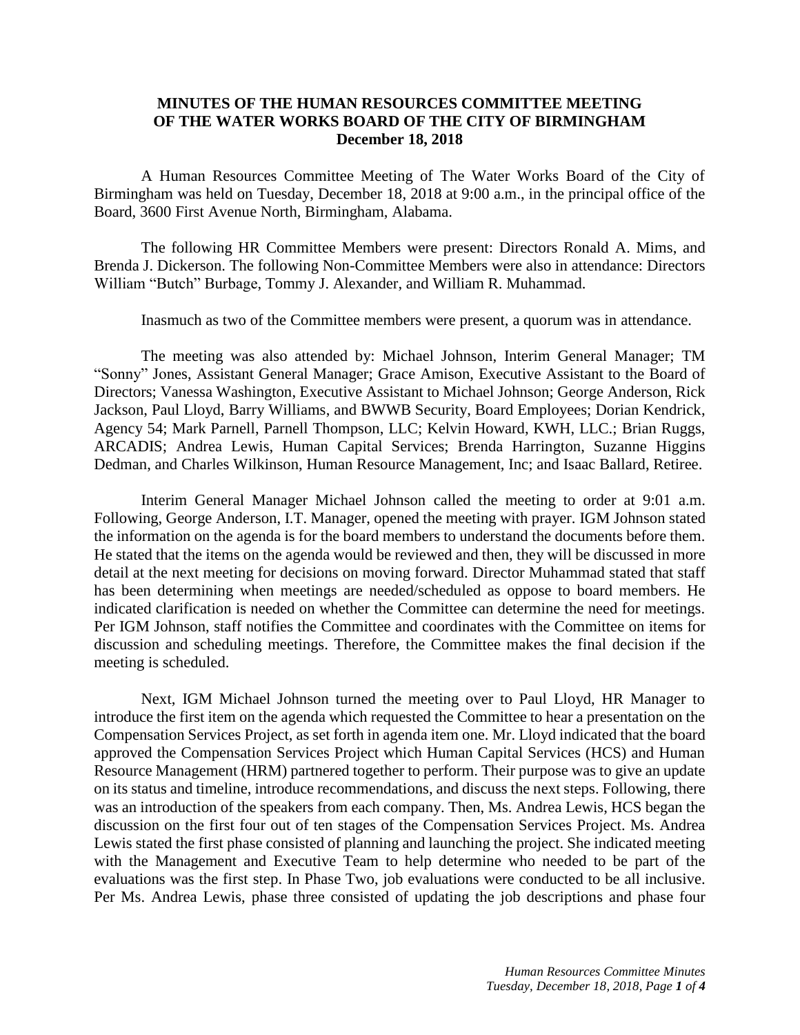**MINUTES OF THE HUMAN RESOURCES COMMITTEE MEETING**
**OF THE WATER WORKS BOARD OF THE CITY OF BIRMINGHAM**
**December 18, 2018**

A Human Resources Committee Meeting of The Water Works Board of the City of Birmingham was held on Tuesday, December 18, 2018 at 9:00 a.m., in the principal office of the Board, 3600 First Avenue North, Birmingham, Alabama.

The following HR Committee Members were present: Directors Ronald A. Mims, and Brenda J. Dickerson. The following Non-Committee Members were also in attendance: Directors William "Butch" Burbage, Tommy J. Alexander, and William R. Muhammad.

Inasmuch as two of the Committee members were present, a quorum was in attendance.

The meeting was also attended by: Michael Johnson, Interim General Manager; TM "Sonny" Jones, Assistant General Manager; Grace Amison, Executive Assistant to the Board of Directors; Vanessa Washington, Executive Assistant to Michael Johnson; George Anderson, Rick Jackson, Paul Lloyd, Barry Williams, and BWWB Security, Board Employees; Dorian Kendrick, Agency 54; Mark Parnell, Parnell Thompson, LLC; Kelvin Howard, KWH, LLC.; Brian Ruggs, ARCADIS; Andrea Lewis, Human Capital Services; Brenda Harrington, Suzanne Higgins Dedman, and Charles Wilkinson, Human Resource Management, Inc; and Isaac Ballard, Retiree.

Interim General Manager Michael Johnson called the meeting to order at 9:01 a.m. Following, George Anderson, I.T. Manager, opened the meeting with prayer. IGM Johnson stated the information on the agenda is for the board members to understand the documents before them. He stated that the items on the agenda would be reviewed and then, they will be discussed in more detail at the next meeting for decisions on moving forward. Director Muhammad stated that staff has been determining when meetings are needed/scheduled as oppose to board members. He indicated clarification is needed on whether the Committee can determine the need for meetings. Per IGM Johnson, staff notifies the Committee and coordinates with the Committee on items for discussion and scheduling meetings. Therefore, the Committee makes the final decision if the meeting is scheduled.

Next, IGM Michael Johnson turned the meeting over to Paul Lloyd, HR Manager to introduce the first item on the agenda which requested the Committee to hear a presentation on the Compensation Services Project, as set forth in agenda item one. Mr. Lloyd indicated that the board approved the Compensation Services Project which Human Capital Services (HCS) and Human Resource Management (HRM) partnered together to perform. Their purpose was to give an update on its status and timeline, introduce recommendations, and discuss the next steps. Following, there was an introduction of the speakers from each company. Then, Ms. Andrea Lewis, HCS began the discussion on the first four out of ten stages of the Compensation Services Project. Ms. Andrea Lewis stated the first phase consisted of planning and launching the project. She indicated meeting with the Management and Executive Team to help determine who needed to be part of the evaluations was the first step. In Phase Two, job evaluations were conducted to be all inclusive. Per Ms. Andrea Lewis, phase three consisted of updating the job descriptions and phase four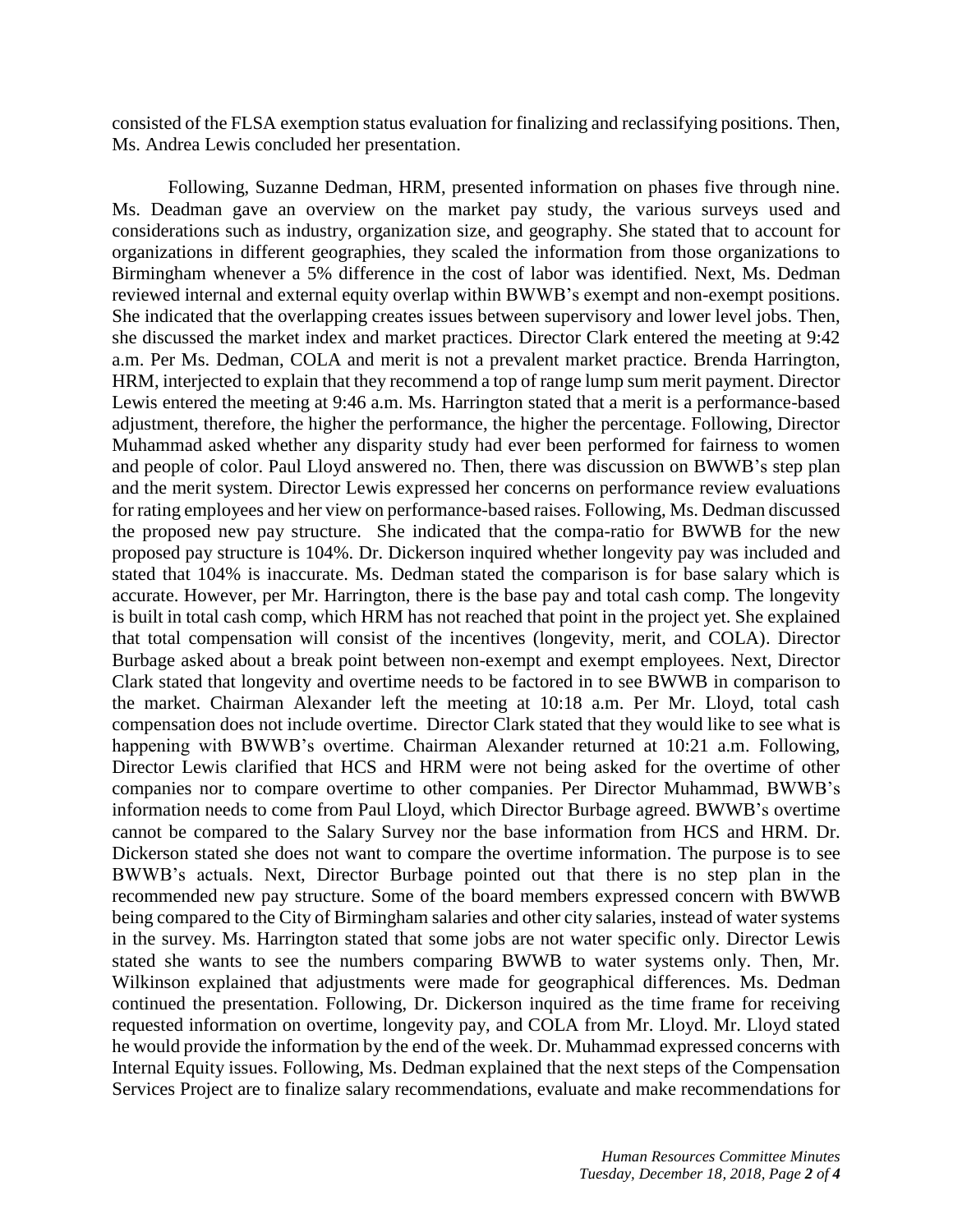consisted of the FLSA exemption status evaluation for finalizing and reclassifying positions. Then, Ms. Andrea Lewis concluded her presentation.

Following, Suzanne Dedman, HRM, presented information on phases five through nine. Ms. Deadman gave an overview on the market pay study, the various surveys used and considerations such as industry, organization size, and geography. She stated that to account for organizations in different geographies, they scaled the information from those organizations to Birmingham whenever a 5% difference in the cost of labor was identified. Next, Ms. Dedman reviewed internal and external equity overlap within BWWB's exempt and non-exempt positions. She indicated that the overlapping creates issues between supervisory and lower level jobs. Then, she discussed the market index and market practices. Director Clark entered the meeting at 9:42 a.m. Per Ms. Dedman, COLA and merit is not a prevalent market practice. Brenda Harrington, HRM, interjected to explain that they recommend a top of range lump sum merit payment. Director Lewis entered the meeting at 9:46 a.m. Ms. Harrington stated that a merit is a performance-based adjustment, therefore, the higher the performance, the higher the percentage. Following, Director Muhammad asked whether any disparity study had ever been performed for fairness to women and people of color. Paul Lloyd answered no. Then, there was discussion on BWWB's step plan and the merit system. Director Lewis expressed her concerns on performance review evaluations for rating employees and her view on performance-based raises. Following, Ms. Dedman discussed the proposed new pay structure. She indicated that the compa-ratio for BWWB for the new proposed pay structure is 104%. Dr. Dickerson inquired whether longevity pay was included and stated that 104% is inaccurate. Ms. Dedman stated the comparison is for base salary which is accurate. However, per Mr. Harrington, there is the base pay and total cash comp. The longevity is built in total cash comp, which HRM has not reached that point in the project yet. She explained that total compensation will consist of the incentives (longevity, merit, and COLA). Director Burbage asked about a break point between non-exempt and exempt employees. Next, Director Clark stated that longevity and overtime needs to be factored in to see BWWB in comparison to the market. Chairman Alexander left the meeting at 10:18 a.m. Per Mr. Lloyd, total cash compensation does not include overtime. Director Clark stated that they would like to see what is happening with BWWB's overtime. Chairman Alexander returned at 10:21 a.m. Following, Director Lewis clarified that HCS and HRM were not being asked for the overtime of other companies nor to compare overtime to other companies. Per Director Muhammad, BWWB's information needs to come from Paul Lloyd, which Director Burbage agreed. BWWB's overtime cannot be compared to the Salary Survey nor the base information from HCS and HRM. Dr. Dickerson stated she does not want to compare the overtime information. The purpose is to see BWWB's actuals. Next, Director Burbage pointed out that there is no step plan in the recommended new pay structure. Some of the board members expressed concern with BWWB being compared to the City of Birmingham salaries and other city salaries, instead of water systems in the survey. Ms. Harrington stated that some jobs are not water specific only. Director Lewis stated she wants to see the numbers comparing BWWB to water systems only. Then, Mr. Wilkinson explained that adjustments were made for geographical differences. Ms. Dedman continued the presentation. Following, Dr. Dickerson inquired as the time frame for receiving requested information on overtime, longevity pay, and COLA from Mr. Lloyd. Mr. Lloyd stated he would provide the information by the end of the week. Dr. Muhammad expressed concerns with Internal Equity issues. Following, Ms. Dedman explained that the next steps of the Compensation Services Project are to finalize salary recommendations, evaluate and make recommendations for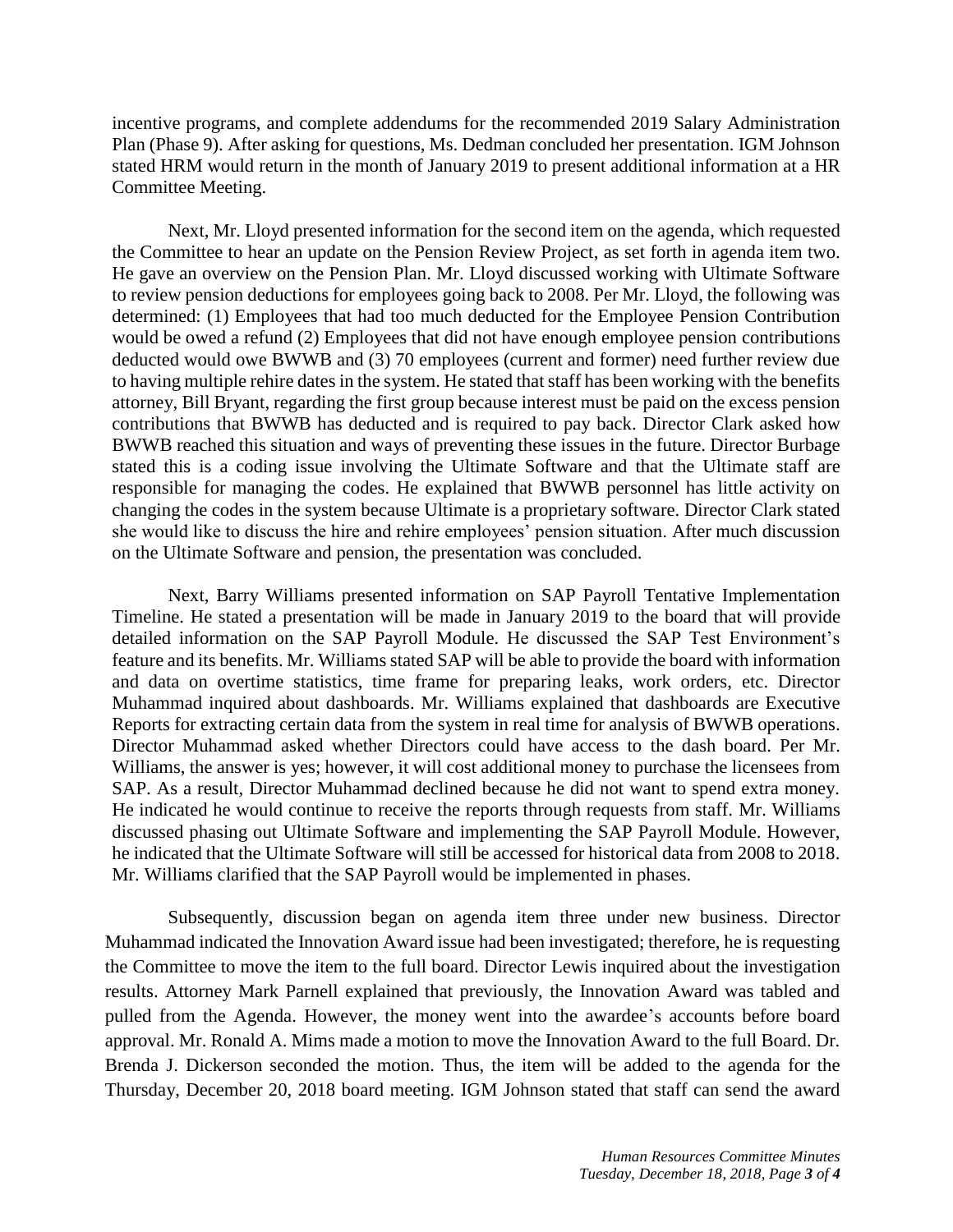incentive programs, and complete addendums for the recommended 2019 Salary Administration Plan (Phase 9). After asking for questions, Ms. Dedman concluded her presentation. IGM Johnson stated HRM would return in the month of January 2019 to present additional information at a HR Committee Meeting.

Next, Mr. Lloyd presented information for the second item on the agenda, which requested the Committee to hear an update on the Pension Review Project, as set forth in agenda item two. He gave an overview on the Pension Plan. Mr. Lloyd discussed working with Ultimate Software to review pension deductions for employees going back to 2008. Per Mr. Lloyd, the following was determined: (1) Employees that had too much deducted for the Employee Pension Contribution would be owed a refund (2) Employees that did not have enough employee pension contributions deducted would owe BWWB and (3) 70 employees (current and former) need further review due to having multiple rehire dates in the system. He stated that staff has been working with the benefits attorney, Bill Bryant, regarding the first group because interest must be paid on the excess pension contributions that BWWB has deducted and is required to pay back. Director Clark asked how BWWB reached this situation and ways of preventing these issues in the future. Director Burbage stated this is a coding issue involving the Ultimate Software and that the Ultimate staff are responsible for managing the codes. He explained that BWWB personnel has little activity on changing the codes in the system because Ultimate is a proprietary software. Director Clark stated she would like to discuss the hire and rehire employees' pension situation. After much discussion on the Ultimate Software and pension, the presentation was concluded.

Next, Barry Williams presented information on SAP Payroll Tentative Implementation Timeline. He stated a presentation will be made in January 2019 to the board that will provide detailed information on the SAP Payroll Module. He discussed the SAP Test Environment's feature and its benefits. Mr. Williams stated SAP will be able to provide the board with information and data on overtime statistics, time frame for preparing leaks, work orders, etc. Director Muhammad inquired about dashboards. Mr. Williams explained that dashboards are Executive Reports for extracting certain data from the system in real time for analysis of BWWB operations. Director Muhammad asked whether Directors could have access to the dash board. Per Mr. Williams, the answer is yes; however, it will cost additional money to purchase the licensees from SAP. As a result, Director Muhammad declined because he did not want to spend extra money. He indicated he would continue to receive the reports through requests from staff. Mr. Williams discussed phasing out Ultimate Software and implementing the SAP Payroll Module. However, he indicated that the Ultimate Software will still be accessed for historical data from 2008 to 2018. Mr. Williams clarified that the SAP Payroll would be implemented in phases.

Subsequently, discussion began on agenda item three under new business. Director Muhammad indicated the Innovation Award issue had been investigated; therefore, he is requesting the Committee to move the item to the full board. Director Lewis inquired about the investigation results. Attorney Mark Parnell explained that previously, the Innovation Award was tabled and pulled from the Agenda. However, the money went into the awardee's accounts before board approval. Mr. Ronald A. Mims made a motion to move the Innovation Award to the full Board. Dr. Brenda J. Dickerson seconded the motion. Thus, the item will be added to the agenda for the Thursday, December 20, 2018 board meeting. IGM Johnson stated that staff can send the award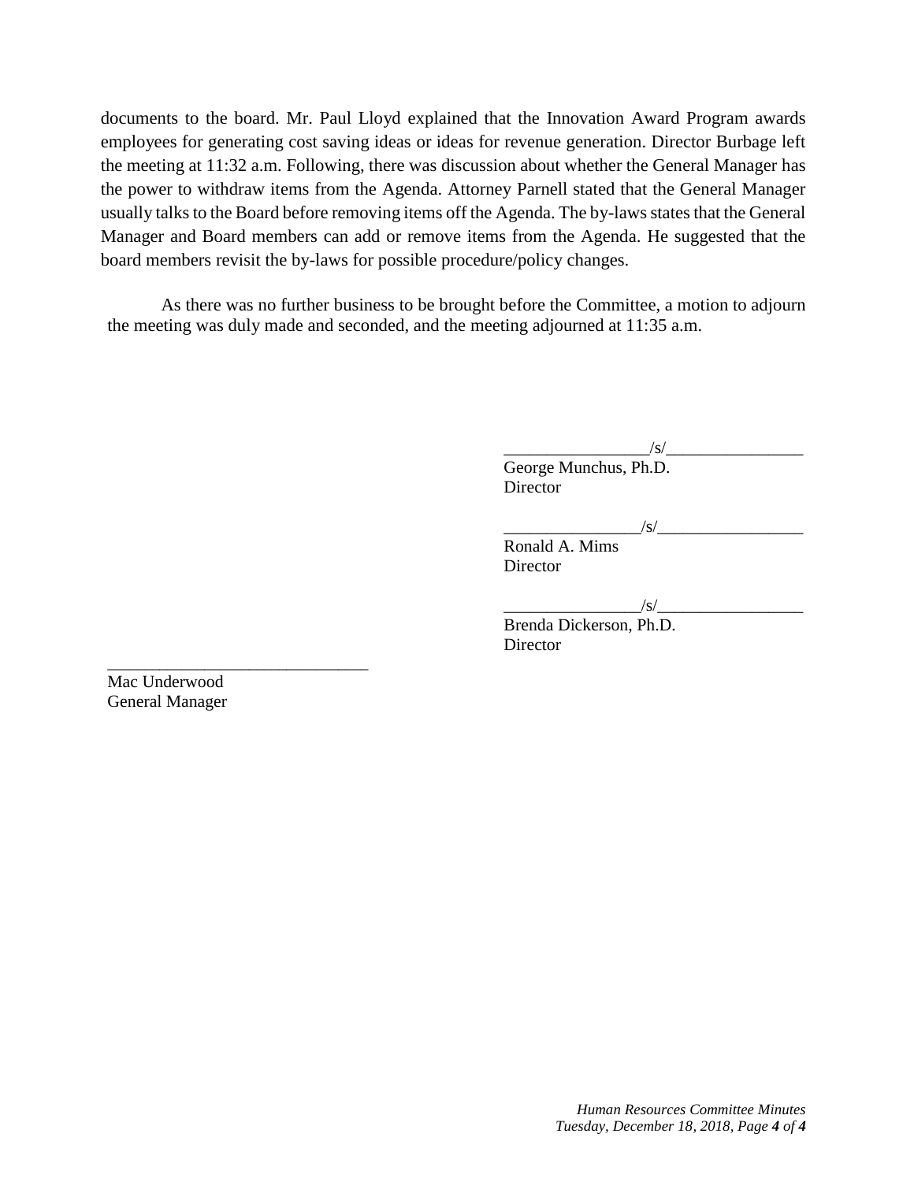documents to the board. Mr. Paul Lloyd explained that the Innovation Award Program awards employees for generating cost saving ideas or ideas for revenue generation. Director Burbage left the meeting at 11:32 a.m. Following, there was discussion about whether the General Manager has the power to withdraw items from the Agenda. Attorney Parnell stated that the General Manager usually talks to the Board before removing items off the Agenda. The by-laws states that the General Manager and Board members can add or remove items from the Agenda. He suggested that the board members revisit the by-laws for possible procedure/policy changes.

As there was no further business to be brought before the Committee, a motion to adjourn the meeting was duly made and seconded, and the meeting adjourned at 11:35 a.m.

_________________/s/_________________
George Munchus, Ph.D.
Director

________________/s/__________________
Ronald A. Mims
Director

________________/s/__________________
Brenda Dickerson, Ph.D.
Director

________________________________
Mac Underwood
General Manager